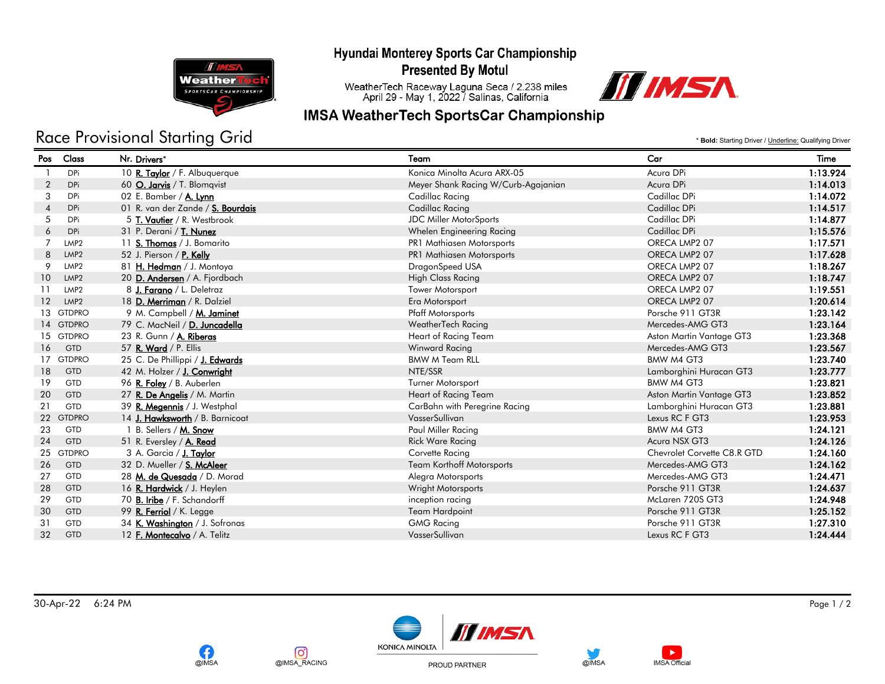# Hyundai Monterey Sports Car Championship
## Presented By Motul

WeatherTech Raceway Laguna Seca / 2.238 miles
April 29 - May 1, 2022 / Salinas, California

## IMSA WeatherTech SportsCar Championship

## Race Provisional Starting Grid

\* **Bold:** Starting Driver / Underline: Qualifying Driver

| Pos | Class | Nr. | Drivers* | Team | Car | Time |
|---|---|---|---|---|---|---|
| 1 | DPi | 10 | **R. Taylor** / F. Albuquerque | Konica Minolta Acura ARX-05 | Acura DPi | **1:13.924** |
| 2 | DPi | 60 | **O. Jarvis** / T. Blomqvist | Meyer Shank Racing W/Curb-Agajanian | Acura DPi | **1:14.013** |
| 3 | DPi | 02 | E. Bamber / **A. Lynn** | Cadillac Racing | Cadillac DPi | **1:14.072** |
| 4 | DPi | 01 | R. van der Zande / **S. Bourdais** | Cadillac Racing | Cadillac DPi | **1:14.517** |
| 5 | DPi | 5 | **T. Vautier** / R. Westbrook | JDC Miller MotorSports | Cadillac DPi | **1:14.877** |
| 6 | DPi | 31 | P. Derani / **T. Nunez** | Whelen Engineering Racing | Cadillac DPi | **1:15.576** |
| 7 | LMP2 | 11 | **S. Thomas** / J. Bomarito | PR1 Mathiasen Motorsports | ORECA LMP2 07 | **1:17.571** |
| 8 | LMP2 | 52 | J. Pierson / **P. Kelly** | PR1 Mathiasen Motorsports | ORECA LMP2 07 | **1:17.628** |
| 9 | LMP2 | 81 | **H. Hedman** / J. Montoya | DragonSpeed USA | ORECA LMP2 07 | **1:18.267** |
| 10 | LMP2 | 20 | **D. Andersen** / A. Fjordbach | High Class Racing | ORECA LMP2 07 | **1:18.747** |
| 11 | LMP2 | 8 | **J. Farano** / L. Deletraz | Tower Motorsport | ORECA LMP2 07 | **1:19.551** |
| 12 | LMP2 | 18 | **D. Merriman** / R. Dalziel | Era Motorsport | ORECA LMP2 07 | **1:20.614** |
| 13 | GTDPRO | 9 | M. Campbell / **M. Jaminet** | Pfaff Motorsports | Porsche 911 GT3R | **1:23.142** |
| 14 | GTDPRO | 79 | C. MacNeil / **D. Juncadella** | WeatherTech Racing | Mercedes-AMG GT3 | **1:23.164** |
| 15 | GTDPRO | 23 | R. Gunn / **A. Riberas** | Heart of Racing Team | Aston Martin Vantage GT3 | **1:23.368** |
| 16 | GTD | 57 | **R. Ward** / P. Ellis | Winward Racing | Mercedes-AMG GT3 | **1:23.567** |
| 17 | GTDPRO | 25 | C. De Phillippi / **J. Edwards** | BMW M Team RLL | BMW M4 GT3 | **1:23.740** |
| 18 | GTD | 42 | M. Holzer / **J. Conwright** | NTE/SSR | Lamborghini Huracan GT3 | **1:23.777** |
| 19 | GTD | 96 | **R. Foley** / B. Auberlen | Turner Motorsport | BMW M4 GT3 | **1:23.821** |
| 20 | GTD | 27 | **R. De Angelis** / M. Martin | Heart of Racing Team | Aston Martin Vantage GT3 | **1:23.852** |
| 21 | GTD | 39 | **R. Megennis** / J. Westphal | CarBahn with Peregrine Racing | Lamborghini Huracan GT3 | **1:23.881** |
| 22 | GTDPRO | 14 | **J. Hawksworth** / B. Barnicoat | VasserSullivan | Lexus RC F GT3 | **1:23.953** |
| 23 | GTD | 1 | B. Sellers / **M. Snow** | Paul Miller Racing | BMW M4 GT3 | **1:24.121** |
| 24 | GTD | 51 | R. Eversley / **A. Read** | Rick Ware Racing | Acura NSX GT3 | **1:24.126** |
| 25 | GTDPRO | 3 | A. Garcia / **J. Taylor** | Corvette Racing | Chevrolet Corvette C8.R GTD | **1:24.160** |
| 26 | GTD | 32 | D. Mueller / **S. McAleer** | Team Korthoff Motorsports | Mercedes-AMG GT3 | **1:24.162** |
| 27 | GTD | 28 | **M. de Quesada** / D. Morad | Alegra Motorsports | Mercedes-AMG GT3 | **1:24.471** |
| 28 | GTD | 16 | **R. Hardwick** / J. Heylen | Wright Motorsports | Porsche 911 GT3R | **1:24.637** |
| 29 | GTD | 70 | **B. Iribe** / F. Schandorff | inception racing | McLaren 720S GT3 | **1:24.948** |
| 30 | GTD | 99 | **R. Ferriol** / K. Legge | Team Hardpoint | Porsche 911 GT3R | **1:25.152** |
| 31 | GTD | 34 | **K. Washington** / J. Sofronas | GMG Racing | Porsche 911 GT3R | **1:27.310** |
| 32 | GTD | 12 | **F. Montecalvo** / A. Telitz | VasserSullivan | Lexus RC F GT3 | **1:24.444** |

30-Apr-22 6:24 PM

@IMSA @IMSA_RACING KONICA MINOLTA PROUD PARTNER @IMSA IMSA Official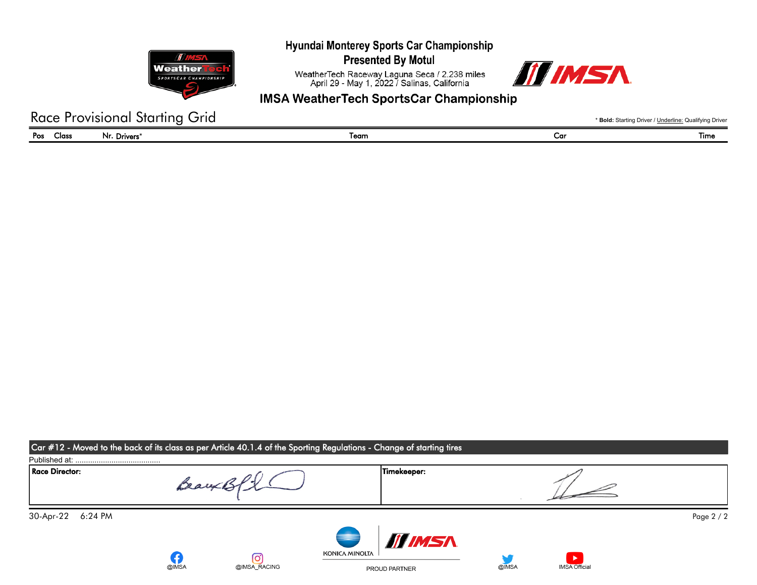# Hyundai Monterey Sports Car Championship
## Presented By Motul

WeatherTech Raceway Laguna Seca / 2.238 miles
April 29 - May 1, 2022 / Salinas, California

## IMSA WeatherTech SportsCar Championship

## Race Provisional Starting Grid

\* **Bold:** Starting Driver / Underline: Qualifying Driver

| Pos | Class | Nr. Drivers* | Team | Car | Time |
|---|---|---|---|---|---|

**Car #12 - Moved to the back of its class as per Article 40.1.4 of the Sporting Regulations - Change of starting tires**

Published at: ........................................

| Race Director: | Timekeeper: |
|---|---|

30-Apr-22 6:24 PM

@IMSA @IMSA_RACING KONICA MINOLTA IMSA PROUD PARTNER @IMSA IMSA Official